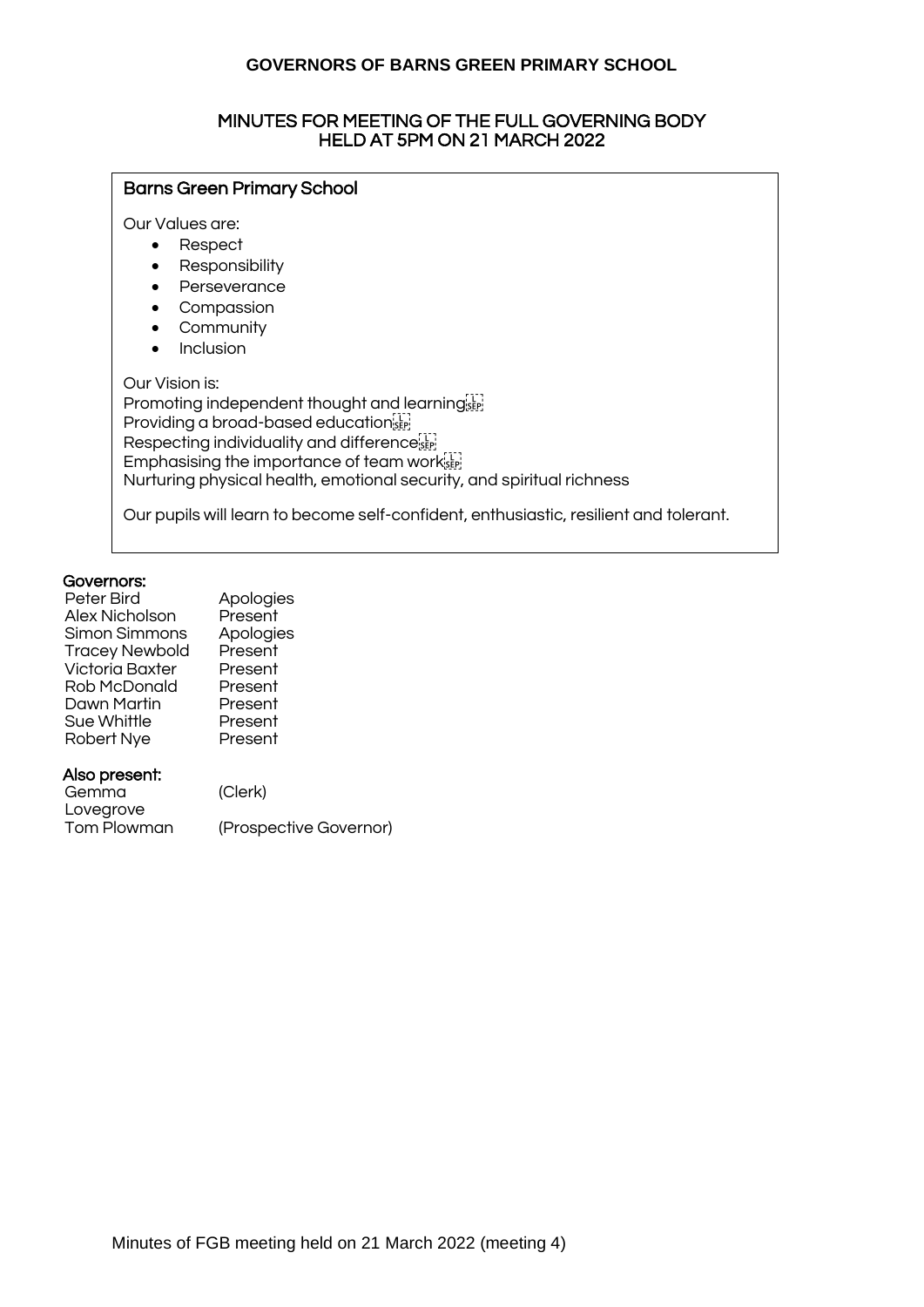# GOVERNORS OF BARNS GREEN PRIMARY SCHOOL

## MINUTES FOR MEETING OF THE FULL GOVERNING BODY HELD AT 5PM ON 21 MARCH 2022

### Barns Green Primary School

Our Values are:

- Respect
- Responsibility
- Perseverance
- Compassion
- Community
- Inclusion

Our Vision is:

Promoting independent thought and learning
Providing a broad-based education
Respecting individuality and difference
Emphasising the importance of team work
Nurturing physical health, emotional security, and spiritual richness

Our pupils will learn to become self-confident, enthusiastic, resilient and tolerant.

**Governors:**

| | |
|---|---|
| Peter Bird | Apologies |
| Alex Nicholson | Present |
| Simon Simmons | Apologies |
| Tracey Newbold | Present |
| Victoria Baxter | Present |
| Rob McDonald | Present |
| Dawn Martin | Present |
| Sue Whittle | Present |
| Robert Nye | Present |

**Also present:**

| | |
|---|---|
| Gemma Lovegrove | (Clerk) |
| Tom Plowman | (Prospective Governor) |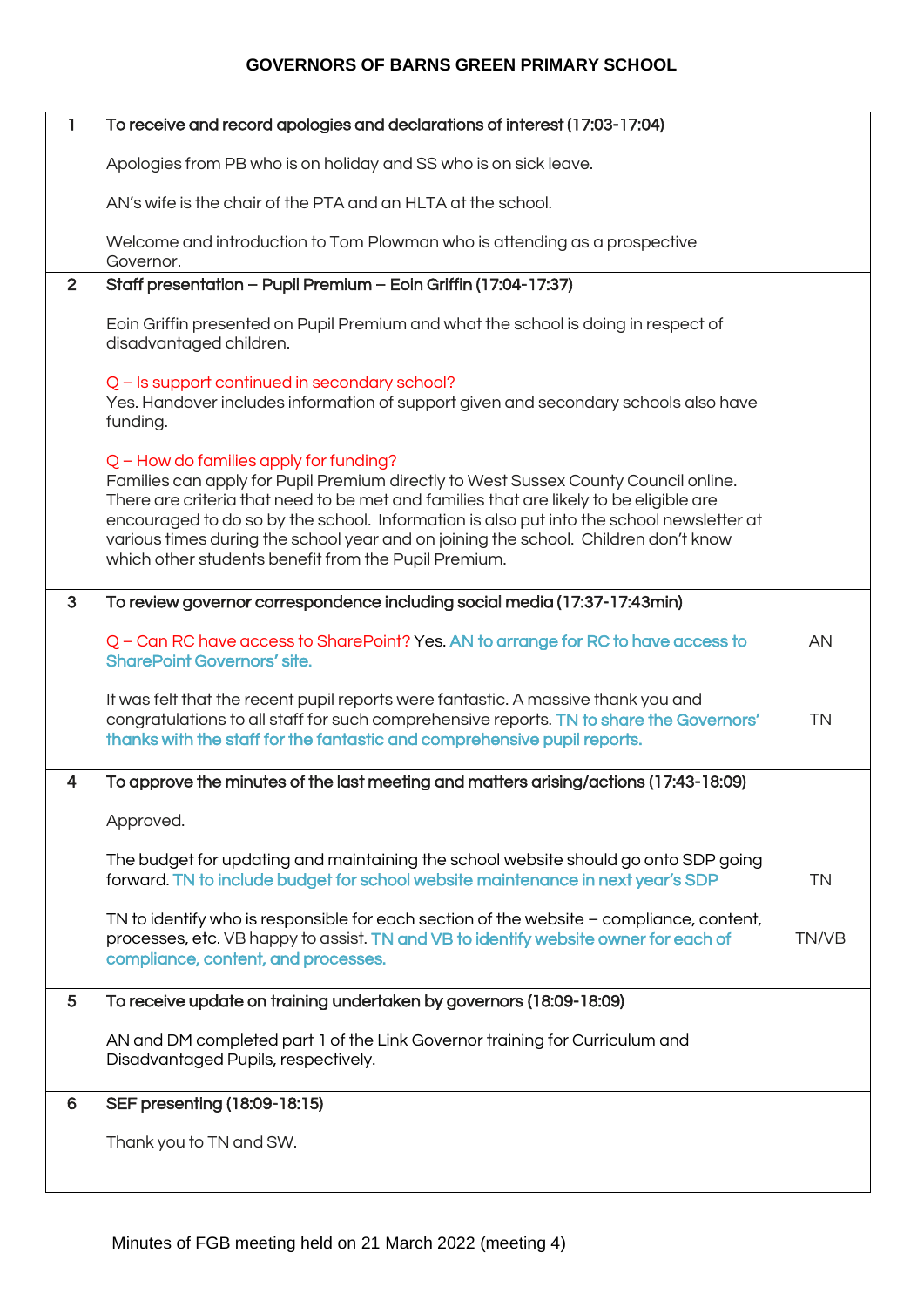## GOVERNORS OF BARNS GREEN PRIMARY SCHOOL

| | | |
|---|---|---|
| 1 | **To receive and record apologies and declarations of interest (17:03-17:04)**<br><br>Apologies from PB who is on holiday and SS who is on sick leave.<br><br>AN's wife is the chair of the PTA and an HLTA at the school.<br><br>Welcome and introduction to Tom Plowman who is attending as a prospective Governor. | |
| 2 | **Staff presentation – Pupil Premium – Eoin Griffin (17:04-17:37)**<br><br>Eoin Griffin presented on Pupil Premium and what the school is doing in respect of disadvantaged children.<br><br>Q – Is support continued in secondary school?<br>Yes. Handover includes information of support given and secondary schools also have funding.<br><br>Q – How do families apply for funding?<br>Families can apply for Pupil Premium directly to West Sussex County Council online. There are criteria that need to be met and families that are likely to be eligible are encouraged to do so by the school. Information is also put into the school newsletter at various times during the school year and on joining the school. Children don't know which other students benefit from the Pupil Premium. | |
| 3 | **To review governor correspondence including social media (17:37-17:43min)**<br><br>Q – Can RC have access to SharePoint? Yes. AN to arrange for RC to have access to SharePoint Governors' site.<br><br>It was felt that the recent pupil reports were fantastic. A massive thank you and congratulations to all staff for such comprehensive reports. TN to share the Governors' thanks with the staff for the fantastic and comprehensive pupil reports. | AN<br><br>TN |
| 4 | **To approve the minutes of the last meeting and matters arising/actions (17:43-18:09)**<br><br>Approved.<br><br>The budget for updating and maintaining the school website should go onto SDP going forward. TN to include budget for school website maintenance in next year's SDP<br><br>TN to identify who is responsible for each section of the website – compliance, content, processes, etc. VB happy to assist. TN and VB to identify website owner for each of compliance, content, and processes. | TN<br><br>TN/VB |
| 5 | **To receive update on training undertaken by governors (18:09-18:09)**<br><br>AN and DM completed part 1 of the Link Governor training for Curriculum and Disadvantaged Pupils, respectively. | |
| 6 | **SEF presenting (18:09-18:15)**<br><br>Thank you to TN and SW. | |

Minutes of FGB meeting held on 21 March 2022 (meeting 4)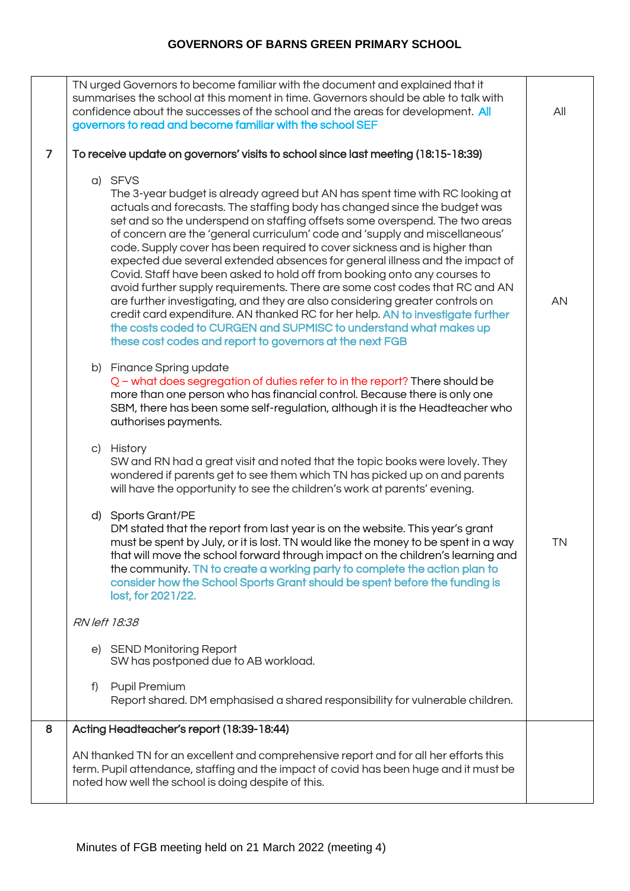| | | |
|---|---|---|
| | TN urged Governors to become familiar with the document and explained that it summarises the school at this moment in time. Governors should be able to talk with confidence about the successes of the school and the areas for development. All governors to read and become familiar with the school SEF | All |
| 7 | **To receive update on governors' visits to school since last meeting (18:15-18:39)** | |
| | a) SFVS<br>The 3-year budget is already agreed but AN has spent time with RC looking at actuals and forecasts. The staffing body has changed since the budget was set and so the underspend on staffing offsets some overspend. The two areas of concern are the 'general curriculum' code and 'supply and miscellaneous' code. Supply cover has been required to cover sickness and is higher than expected due several extended absences for general illness and the impact of Covid. Staff have been asked to hold off from booking onto any courses to avoid further supply requirements. There are some cost codes that RC and AN are further investigating, and they are also considering greater controls on credit card expenditure. AN thanked RC for her help. AN to investigate further the costs coded to CURGEN and SUPMISC to understand what makes up these cost codes and report to governors at the next FGB | AN |
| | b) Finance Spring update<br>Q – what does segregation of duties refer to in the report? There should be more than one person who has financial control. Because there is only one SBM, there has been some self-regulation, although it is the Headteacher who authorises payments. | |
| | c) History<br>SW and RN had a great visit and noted that the topic books were lovely. They wondered if parents get to see them which TN has picked up on and parents will have the opportunity to see the children's work at parents' evening. | |
| | d) Sports Grant/PE<br>DM stated that the report from last year is on the website. This year's grant must be spent by July, or it is lost. TN would like the money to be spent in a way that will move the school forward through impact on the children's learning and the community. TN to create a working party to complete the action plan to consider how the School Sports Grant should be spent before the funding is lost, for 2021/22. | TN |
| | *RN left 18:38* | |
| | e) SEND Monitoring Report<br>SW has postponed due to AB workload. | |
| | f) Pupil Premium<br>Report shared. DM emphasised a shared responsibility for vulnerable children. | |
| 8 | **Acting Headteacher's report (18:39-18:44)**<br><br>AN thanked TN for an excellent and comprehensive report and for all her efforts this term. Pupil attendance, staffing and the impact of covid has been huge and it must be noted how well the school is doing despite of this. | |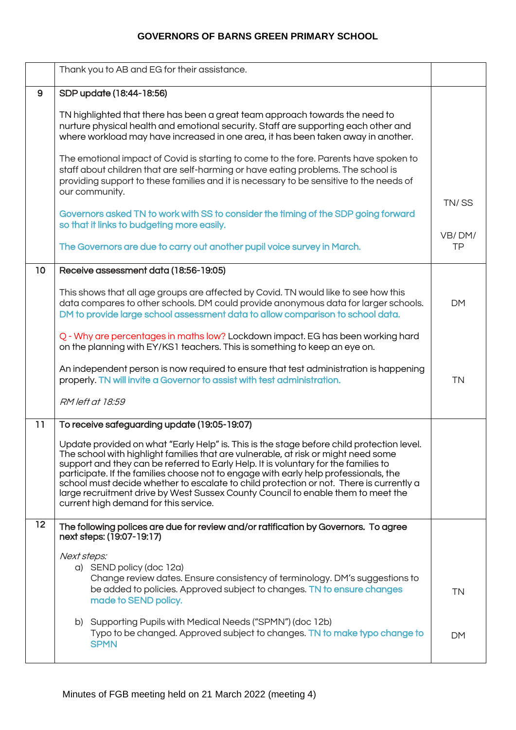| | | |
|---|---|---|
| | Thank you to AB and EG for their assistance. | |
| 9 | **SDP update (18:44-18:56)**<br><br>TN highlighted that there has been a great team approach towards the need to nurture physical health and emotional security. Staff are supporting each other and where workload may have increased in one area, it has been taken away in another.<br><br>The emotional impact of Covid is starting to come to the fore. Parents have spoken to staff about children that are self-harming or have eating problems. The school is providing support to these families and it is necessary to be sensitive to the needs of our community.<br><br>Governors asked TN to work with SS to consider the timing of the SDP going forward so that it links to budgeting more easily.<br><br>The Governors are due to carry out another pupil voice survey in March. | TN/ SS<br><br>VB/ DM/ TP |
| 10 | **Receive assessment data (18:56-19:05)**<br><br>This shows that all age groups are affected by Covid. TN would like to see how this data compares to other schools. DM could provide anonymous data for larger schools. DM to provide large school assessment data to allow comparison to school data.<br><br>Q - Why are percentages in maths low? Lockdown impact. EG has been working hard on the planning with EY/KS1 teachers. This is something to keep an eye on.<br><br>An independent person is now required to ensure that test administration is happening properly. TN will invite a Governor to assist with test administration.<br><br>*RM left at 18:59* | DM<br><br>TN |
| 11 | **To receive safeguarding update (19:05-19:07)**<br><br>Update provided on what "Early Help" is. This is the stage before child protection level. The school with highlight families that are vulnerable, at risk or might need some support and they can be referred to Early Help. It is voluntary for the families to participate. If the families choose not to engage with early help professionals, the school must decide whether to escalate to child protection or not. There is currently a large recruitment drive by West Sussex County Council to enable them to meet the current high demand for this service. | |
| 12 | **The following polices are due for review and/or ratification by Governors. To agree next steps: (19:07-19:17)**<br><br>*Next steps:*<br>a) SEND policy (doc 12a)<br>Change review dates. Ensure consistency of terminology. DM's suggestions to be added to policies. Approved subject to changes. TN to ensure changes made to SEND policy.<br><br>b) Supporting Pupils with Medical Needs ("SPMN") (doc 12b)<br>Typo to be changed. Approved subject to changes. TN to make typo change to SPMN | TN<br><br>DM |

Minutes of FGB meeting held on 21 March 2022 (meeting 4)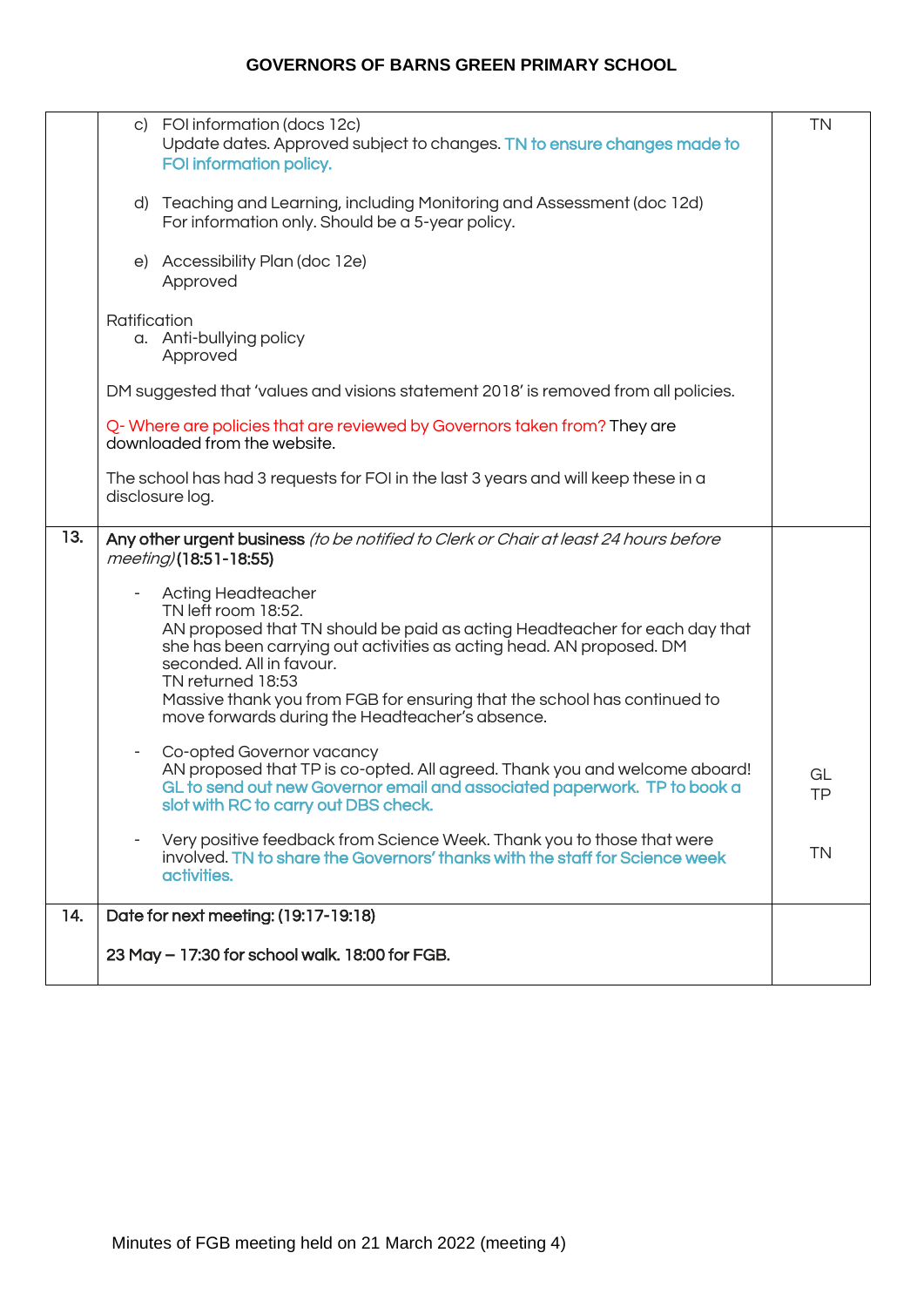| | | |
|---|---|---|
| | c) FOI information (docs 12c)<br>Update dates. Approved subject to changes. TN to ensure changes made to FOI information policy.<br><br>d) Teaching and Learning, including Monitoring and Assessment (doc 12d)<br>For information only. Should be a 5-year policy.<br><br>e) Accessibility Plan (doc 12e)<br>Approved<br><br>Ratification<br>a. Anti-bullying policy<br>Approved<br><br>DM suggested that 'values and visions statement 2018' is removed from all policies.<br><br>Q- Where are policies that are reviewed by Governors taken from? They are downloaded from the website.<br><br>The school has had 3 requests for FOI in the last 3 years and will keep these in a disclosure log. | TN |
| 13. | **Any other urgent business** *(to be notified to Clerk or Chair at least 24 hours before meeting)* **(18:51-18:55)**<br><br>- Acting Headteacher<br>TN left room 18:52.<br>AN proposed that TN should be paid as acting Headteacher for each day that she has been carrying out activities as acting head. AN proposed. DM seconded. All in favour.<br>TN returned 18:53<br>Massive thank you from FGB for ensuring that the school has continued to move forwards during the Headteacher's absence.<br><br>- Co-opted Governor vacancy<br>AN proposed that TP is co-opted. All agreed. Thank you and welcome aboard! GL to send out new Governor email and associated paperwork. TP to book a slot with RC to carry out DBS check.<br><br>- Very positive feedback from Science Week. Thank you to those that were involved. TN to share the Governors' thanks with the staff for Science week activities. | GL<br>TP<br><br>TN |
| 14. | **Date for next meeting: (19:17-19:18)**<br><br>**23 May – 17:30 for school walk. 18:00 for FGB.** | |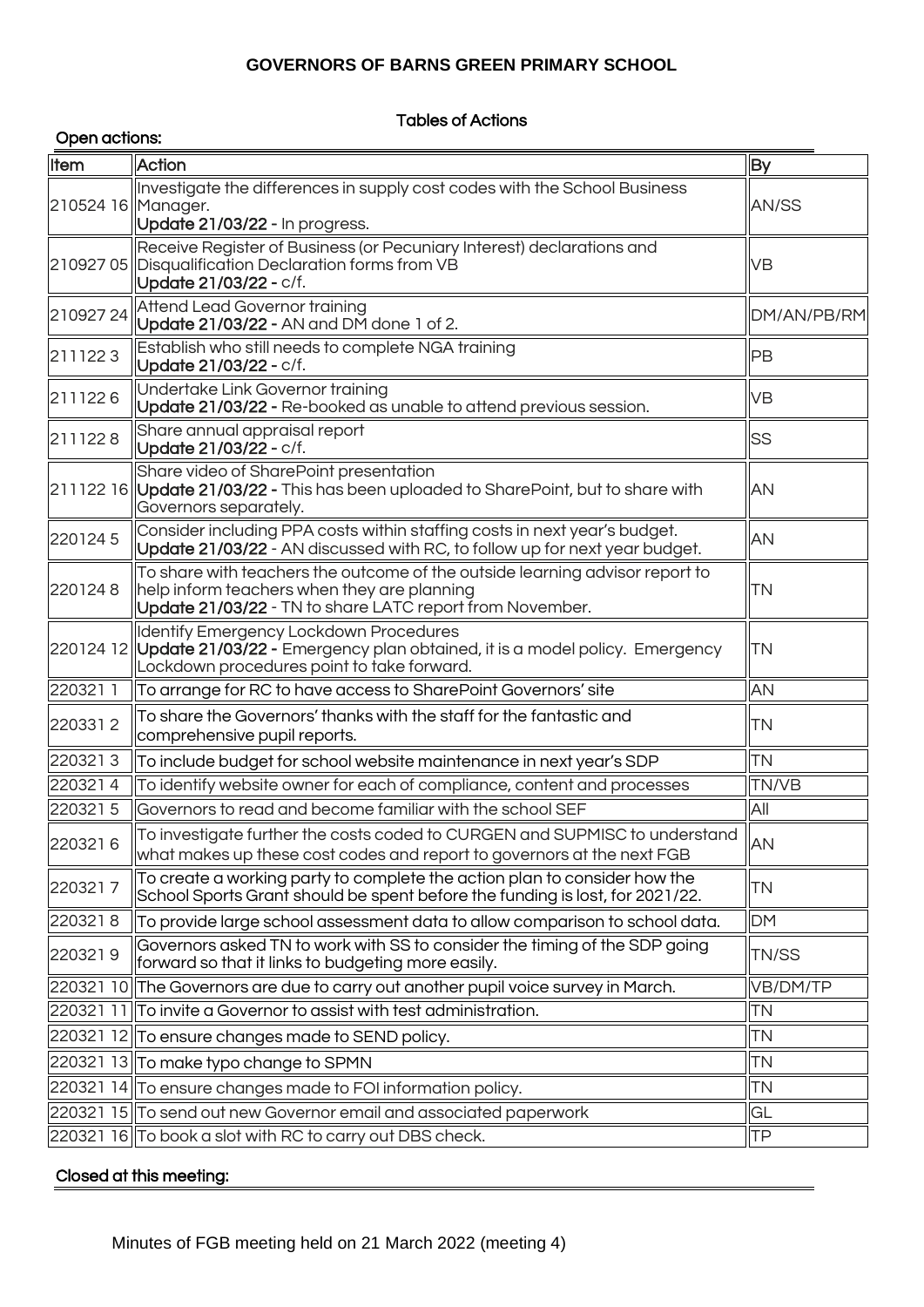**GOVERNORS OF BARNS GREEN PRIMARY SCHOOL**

## Tables of Actions

### Open actions:

| Item | Action | By |
|---|---|---|
| 210524 16 | Investigate the differences in supply cost codes with the School Business Manager.<br>**Update 21/03/22 -** In progress. | AN/SS |
| 210927 05 | Receive Register of Business (or Pecuniary Interest) declarations and Disqualification Declaration forms from VB<br>**Update 21/03/22 -** c/f. | VB |
| 210927 24 | Attend Lead Governor training<br>**Update 21/03/22 -** AN and DM done 1 of 2. | DM/AN/PB/RM |
| 211122 3 | Establish who still needs to complete NGA training<br>**Update 21/03/22 -** c/f. | PB |
| 211122 6 | Undertake Link Governor training<br>**Update 21/03/22 -** Re-booked as unable to attend previous session. | VB |
| 211122 8 | Share annual appraisal report<br>**Update 21/03/22 -** c/f. | SS |
| 211122 16 | Share video of SharePoint presentation<br>**Update 21/03/22 -** This has been uploaded to SharePoint, but to share with Governors separately. | AN |
| 220124 5 | Consider including PPA costs within staffing costs in next year's budget.<br>**Update 21/03/22** - AN discussed with RC, to follow up for next year budget. | AN |
| 220124 8 | To share with teachers the outcome of the outside learning advisor report to help inform teachers when they are planning<br>**Update 21/03/22** - TN to share LATC report from November. | TN |
| 220124 12 | Identify Emergency Lockdown Procedures<br>**Update 21/03/22 -** Emergency plan obtained, it is a model policy. Emergency Lockdown procedures point to take forward. | TN |
| 220321 1 | To arrange for RC to have access to SharePoint Governors' site | AN |
| 220331 2 | To share the Governors' thanks with the staff for the fantastic and comprehensive pupil reports. | TN |
| 220321 3 | To include budget for school website maintenance in next year's SDP | TN |
| 220321 4 | To identify website owner for each of compliance, content and processes | TN/VB |
| 220321 5 | Governors to read and become familiar with the school SEF | All |
| 220321 6 | To investigate further the costs coded to CURGEN and SUPMISC to understand what makes up these cost codes and report to governors at the next FGB | AN |
| 220321 7 | To create a working party to complete the action plan to consider how the School Sports Grant should be spent before the funding is lost, for 2021/22. | TN |
| 220321 8 | To provide large school assessment data to allow comparison to school data. | DM |
| 220321 9 | Governors asked TN to work with SS to consider the timing of the SDP going forward so that it links to budgeting more easily. | TN/SS |
| 220321 10 | The Governors are due to carry out another pupil voice survey in March. | VB/DM/TP |
| 220321 11 | To invite a Governor to assist with test administration. | TN |
| 220321 12 | To ensure changes made to SEND policy. | TN |
| 220321 13 | To make typo change to SPMN | TN |
| 220321 14 | To ensure changes made to FOI information policy. | TN |
| 220321 15 | To send out new Governor email and associated paperwork | GL |
| 220321 16 | To book a slot with RC to carry out DBS check. | TP |

### Closed at this meeting:

Minutes of FGB meeting held on 21 March 2022 (meeting 4)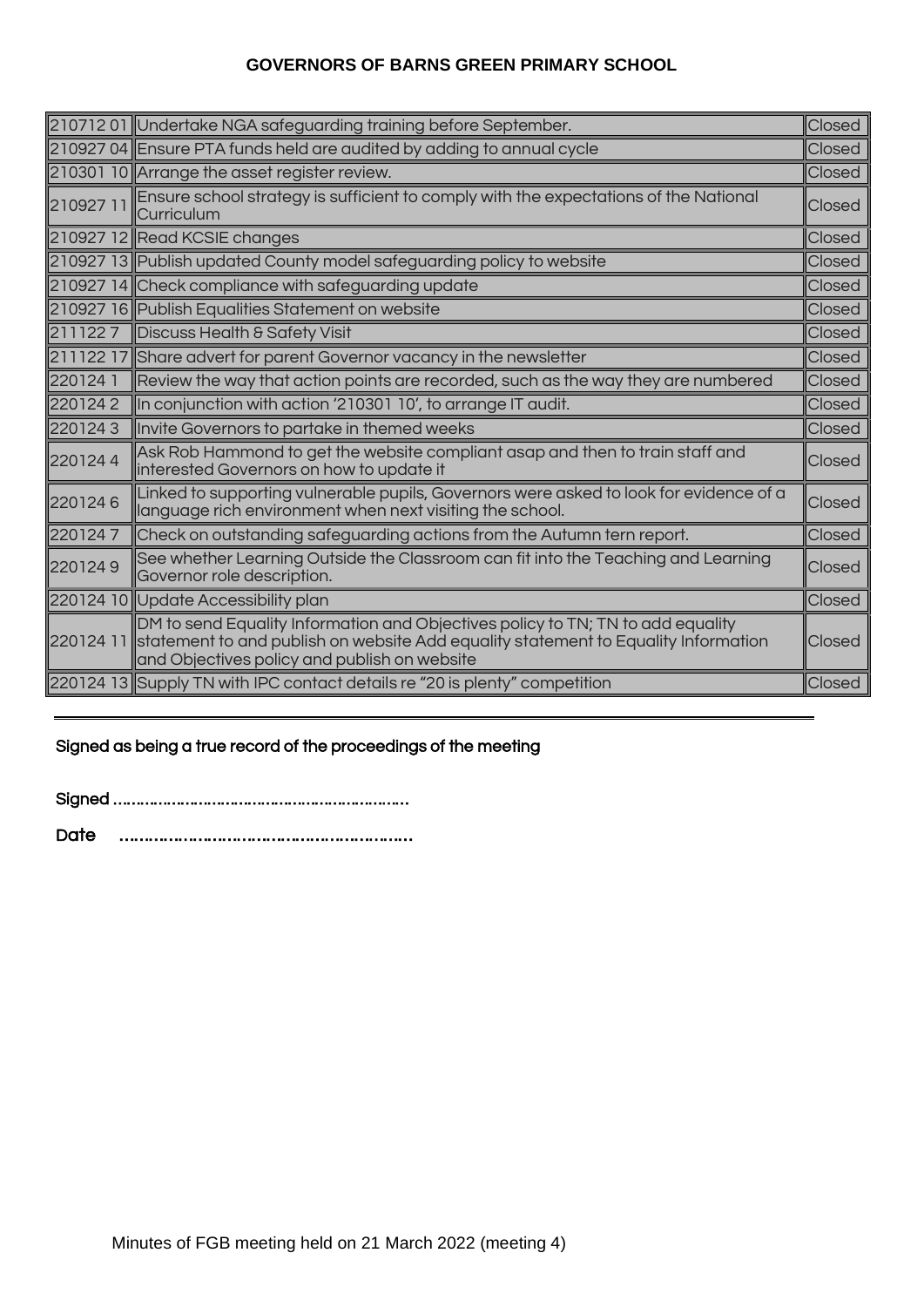**GOVERNORS OF BARNS GREEN PRIMARY SCHOOL**

| | | |
|---|---|---|
| 210712 01 | Undertake NGA safeguarding training before September. | Closed |
| 210927 04 | Ensure PTA funds held are audited by adding to annual cycle | Closed |
| 210301 10 | Arrange the asset register review. | Closed |
| 210927 11 | Ensure school strategy is sufficient to comply with the expectations of the National Curriculum | Closed |
| 210927 12 | Read KCSIE changes | Closed |
| 210927 13 | Publish updated County model safeguarding policy to website | Closed |
| 210927 14 | Check compliance with safeguarding update | Closed |
| 210927 16 | Publish Equalities Statement on website | Closed |
| 211122 7 | Discuss Health & Safety Visit | Closed |
| 211122 17 | Share advert for parent Governor vacancy in the newsletter | Closed |
| 220124 1 | Review the way that action points are recorded, such as the way they are numbered | Closed |
| 220124 2 | In conjunction with action '210301 10', to arrange IT audit. | Closed |
| 220124 3 | Invite Governors to partake in themed weeks | Closed |
| 220124 4 | Ask Rob Hammond to get the website compliant asap and then to train staff and interested Governors on how to update it | Closed |
| 220124 6 | Linked to supporting vulnerable pupils, Governors were asked to look for evidence of a language rich environment when next visiting the school. | Closed |
| 220124 7 | Check on outstanding safeguarding actions from the Autumn tern report. | Closed |
| 220124 9 | See whether Learning Outside the Classroom can fit into the Teaching and Learning Governor role description. | Closed |
| 220124 10 | Update Accessibility plan | Closed |
| 220124 11 | DM to send Equality Information and Objectives policy to TN; TN to add equality statement to and publish on website Add equality statement to Equality Information and Objectives policy and publish on website | Closed |
| 220124 13 | Supply TN with IPC contact details re "20 is plenty" competition | Closed |

---

Signed as being a true record of the proceedings of the meeting

Signed ……………………………………………………….

Date ……………………………………………………